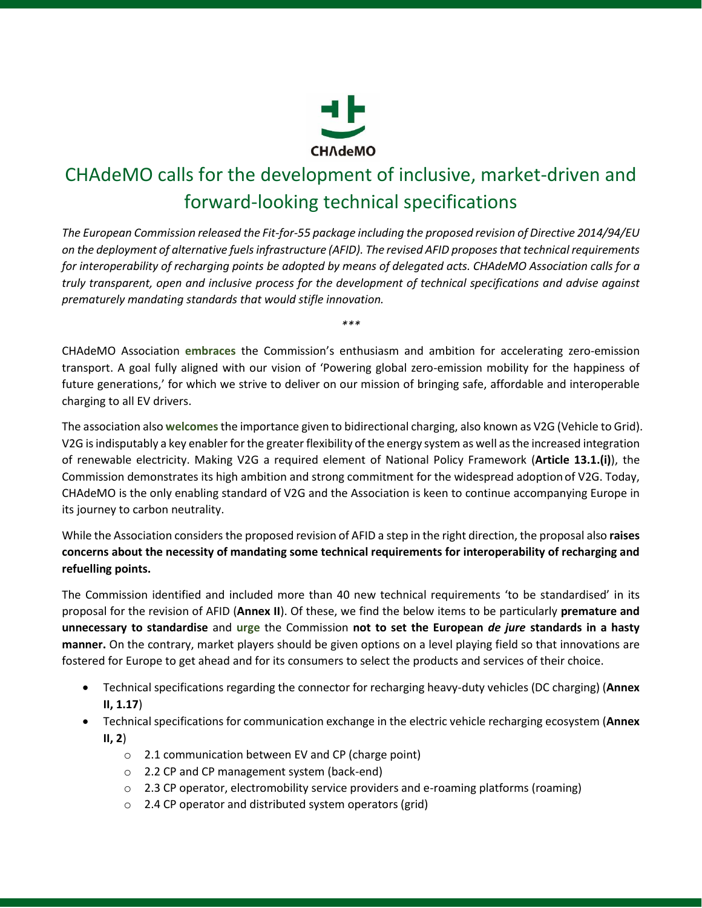CHAdeMO

# CHAdeMO calls for the development of inclusive, market-driven and forward-looking technical specifications

*The European Commission released the Fit-for-55 package including the proposed revision of Directive 2014/94/EU on the deployment of alternative fuels infrastructure (AFID). The revised AFID proposes that technical requirements for interoperability of recharging points be adopted by means of delegated acts. CHAdeMO Association calls for a truly transparent, open and inclusive process for the development of technical specifications and advise against prematurely mandating standards that would stifle innovation.*

\*\*\*

CHAdeMO Association **embraces** the Commission's enthusiasm and ambition for accelerating zero-emission transport. A goal fully aligned with our vision of 'Powering global zero-emission mobility for the happiness of future generations,' for which we strive to deliver on our mission of bringing safe, affordable and interoperable charging to all EV drivers.

The association also **welcomes** the importance given to bidirectional charging, also known as V2G (Vehicle to Grid). V2G is indisputably a key enabler for the greater flexibility of the energy system as well as the increased integration of renewable electricity. Making V2G a required element of National Policy Framework (**Article 13.1.(i)**), the Commission demonstrates its high ambition and strong commitment for the widespread adoption of V2G. Today, CHAdeMO is the only enabling standard of V2G and the Association is keen to continue accompanying Europe in its journey to carbon neutrality.

While the Association considers the proposed revision of AFID a step in the right direction, the proposal also **raises concerns about the necessity of mandating some technical requirements for interoperability of recharging and refuelling points.**

The Commission identified and included more than 40 new technical requirements 'to be standardised' in its proposal for the revision of AFID (**Annex II**). Of these, we find the below items to be particularly **premature and unnecessary to standardise** and **urge** the Commission **not to set the European *de jure* standards in a hasty manner.** On the contrary, market players should be given options on a level playing field so that innovations are fostered for Europe to get ahead and for its consumers to select the products and services of their choice.

- Technical specifications regarding the connector for recharging heavy-duty vehicles (DC charging) (**Annex II, 1.17**)
- Technical specifications for communication exchange in the electric vehicle recharging ecosystem (**Annex II, 2**)
  - 2.1 communication between EV and CP (charge point)
  - 2.2 CP and CP management system (back-end)
  - 2.3 CP operator, electromobility service providers and e-roaming platforms (roaming)
  - 2.4 CP operator and distributed system operators (grid)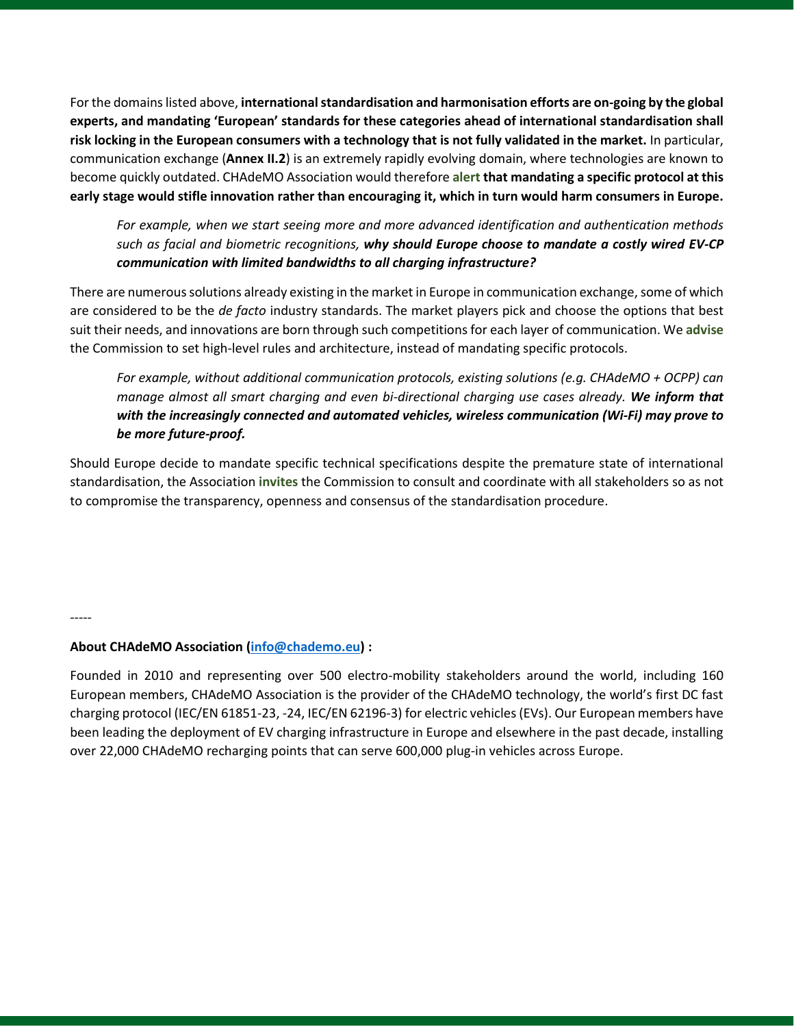For the domains listed above, **international standardisation and harmonisation efforts are on-going by the global experts, and mandating 'European' standards for these categories ahead of international standardisation shall risk locking in the European consumers with a technology that is not fully validated in the market.** In particular, communication exchange (**Annex II.2**) is an extremely rapidly evolving domain, where technologies are known to become quickly outdated. CHAdeMO Association would therefore **alert that mandating a specific protocol at this early stage would stifle innovation rather than encouraging it, which in turn would harm consumers in Europe.**

> *For example, when we start seeing more and more advanced identification and authentication methods such as facial and biometric recognitions,* ***why should Europe choose to mandate a costly wired EV-CP communication with limited bandwidths to all charging infrastructure?***

There are numerous solutions already existing in the market in Europe in communication exchange, some of which are considered to be the *de facto* industry standards. The market players pick and choose the options that best suit their needs, and innovations are born through such competitions for each layer of communication. We **advise** the Commission to set high-level rules and architecture, instead of mandating specific protocols.

> *For example, without additional communication protocols, existing solutions (e.g. CHAdeMO + OCPP) can manage almost all smart charging and even bi-directional charging use cases already.* ***We inform that with the increasingly connected and automated vehicles, wireless communication (Wi-Fi) may prove to be more future-proof.***

Should Europe decide to mandate specific technical specifications despite the premature state of international standardisation, the Association **invites** the Commission to consult and coordinate with all stakeholders so as not to compromise the transparency, openness and consensus of the standardisation procedure.

-----

**About CHAdeMO Association (info@chademo.eu) :**

Founded in 2010 and representing over 500 electro-mobility stakeholders around the world, including 160 European members, CHAdeMO Association is the provider of the CHAdeMO technology, the world's first DC fast charging protocol (IEC/EN 61851-23, -24, IEC/EN 62196-3) for electric vehicles (EVs). Our European members have been leading the deployment of EV charging infrastructure in Europe and elsewhere in the past decade, installing over 22,000 CHAdeMO recharging points that can serve 600,000 plug-in vehicles across Europe.